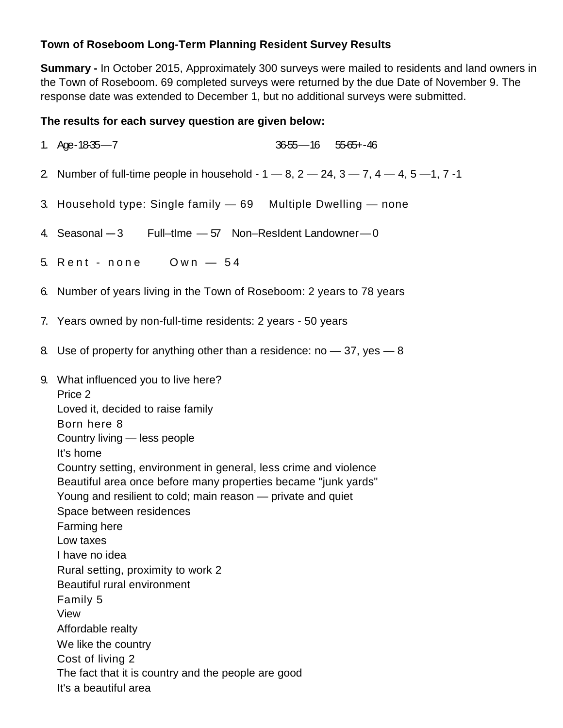**Town of Roseboom Long-Term Planning Resident Survey Results**

**Summary -** In October 2015, Approximately 300 surveys were mailed to residents and land owners in the Town of Roseboom. 69 completed surveys were returned by the due Date of November 9. The response date was extended to December 1, but no additional surveys were submitted.

**The results for each survey question are given below:**

1. Age - 18-35 — 7    36-55 — 16    55-65+ - 46
2. Number of full-time people in household - 1 — 8, 2 — 24, 3 — 7, 4 — 4, 5 —1, 7 -1
3. Household type: Single family — 69    Multiple Dwelling — none
4. Seasonal — 3    Full–tIme — 57    Non–ResIdent Landowner — 0
5. Rent - none    Own — 54
6. Number of years living in the Town of Roseboom: 2 years to 78 years
7. Years owned by non-full-time residents: 2 years - 50 years
8. Use of property for anything other than a residence: no — 37, yes — 8
9. What influenced you to live here?
   Price 2
   Loved it, decided to raise family
   Born here 8
   Country living — less people
   It's home
   Country setting, environment in general, less crime and violence
   Beautiful area once before many properties became "junk yards"
   Young and resilient to cold; main reason — private and quiet
   Space between residences
   Farming here
   Low taxes
   I have no idea
   Rural setting, proximity to work 2
   Beautiful rural environment
   Family 5
   View
   Affordable realty
   We like the country
   Cost of living 2
   The fact that it is country and the people are good
   It's a beautiful area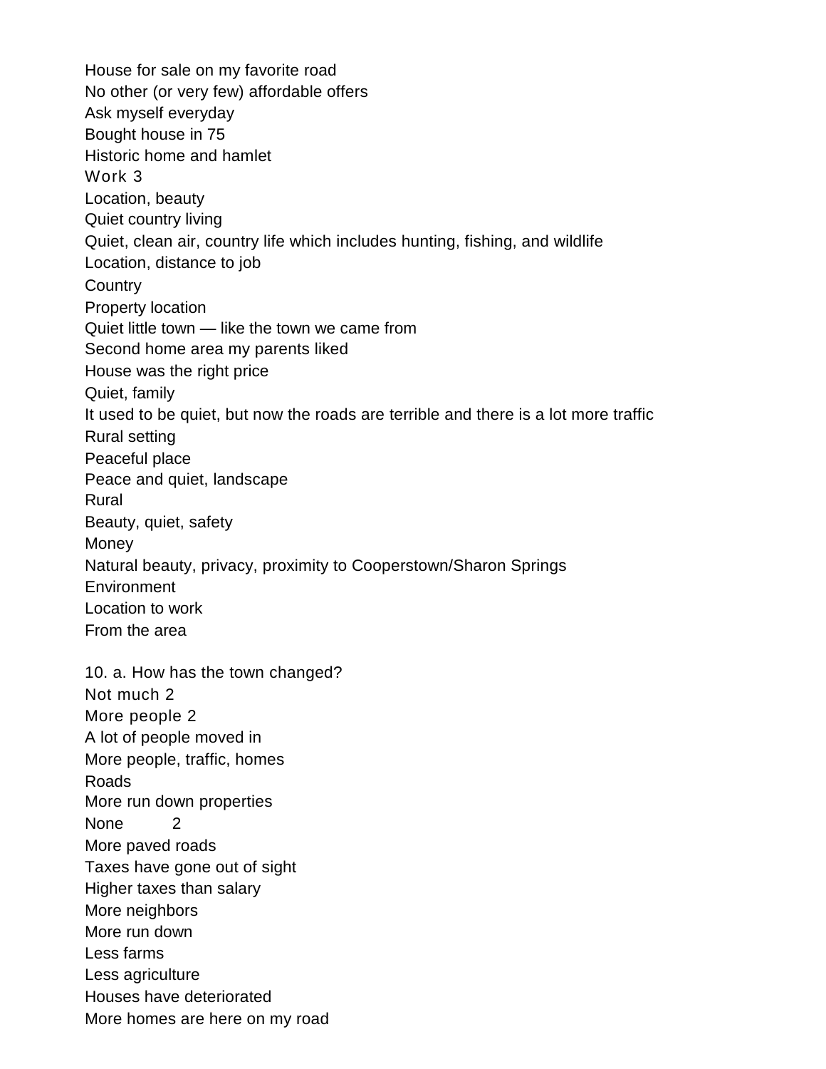House for sale on my favorite road
No other (or very few) affordable offers
Ask myself everyday
Bought house in 75
Historic home and hamlet
Work 3
Location, beauty
Quiet country living
Quiet, clean air, country life which includes hunting, fishing, and wildlife
Location, distance to job
Country
Property location
Quiet little town — like the town we came from
Second home area my parents liked
House was the right price
Quiet, family
It used to be quiet, but now the roads are terrible and there is a lot more traffic
Rural setting
Peaceful place
Peace and quiet, landscape
Rural
Beauty, quiet, safety
Money
Natural beauty, privacy, proximity to Cooperstown/Sharon Springs
Environment
Location to work
From the area

10. a. How has the town changed?
Not much 2
More people 2
A lot of people moved in
More people, traffic, homes
Roads
More run down properties
None 2
More paved roads
Taxes have gone out of sight
Higher taxes than salary
More neighbors
More run down
Less farms
Less agriculture
Houses have deteriorated
More homes are here on my road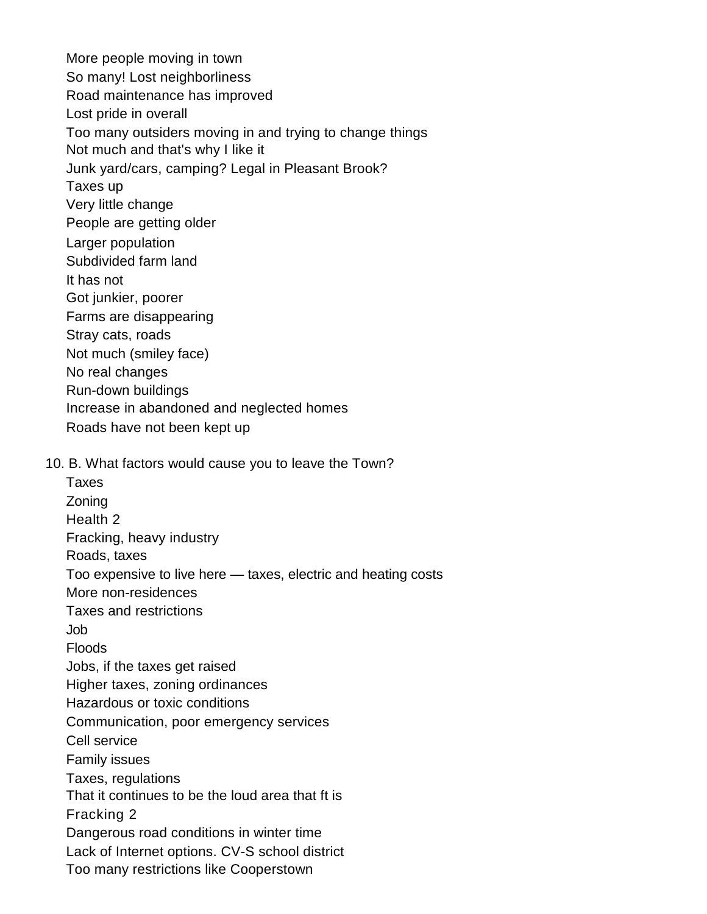More people moving in town
So many! Lost neighborliness
Road maintenance has improved
Lost pride in overall
Too many outsiders moving in and trying to change things
Not much and that's why I like it
Junk yard/cars, camping? Legal in Pleasant Brook?
Taxes up
Very little change
People are getting older
Larger population
Subdivided farm land
It has not
Got junkier, poorer
Farms are disappearing
Stray cats, roads
Not much (smiley face)
No real changes
Run-down buildings
Increase in abandoned and neglected homes
Roads have not been kept up

10. B. What factors would cause you to leave the Town?

Taxes
Zoning
Health 2
Fracking, heavy industry
Roads, taxes
Too expensive to live here — taxes, electric and heating costs
More non-residences
Taxes and restrictions
Job
Floods
Jobs, if the taxes get raised
Higher taxes, zoning ordinances
Hazardous or toxic conditions
Communication, poor emergency services
Cell service
Family issues
Taxes, regulations
That it continues to be the loud area that ft is
Fracking 2
Dangerous road conditions in winter time
Lack of Internet options. CV-S school district
Too many restrictions like Cooperstown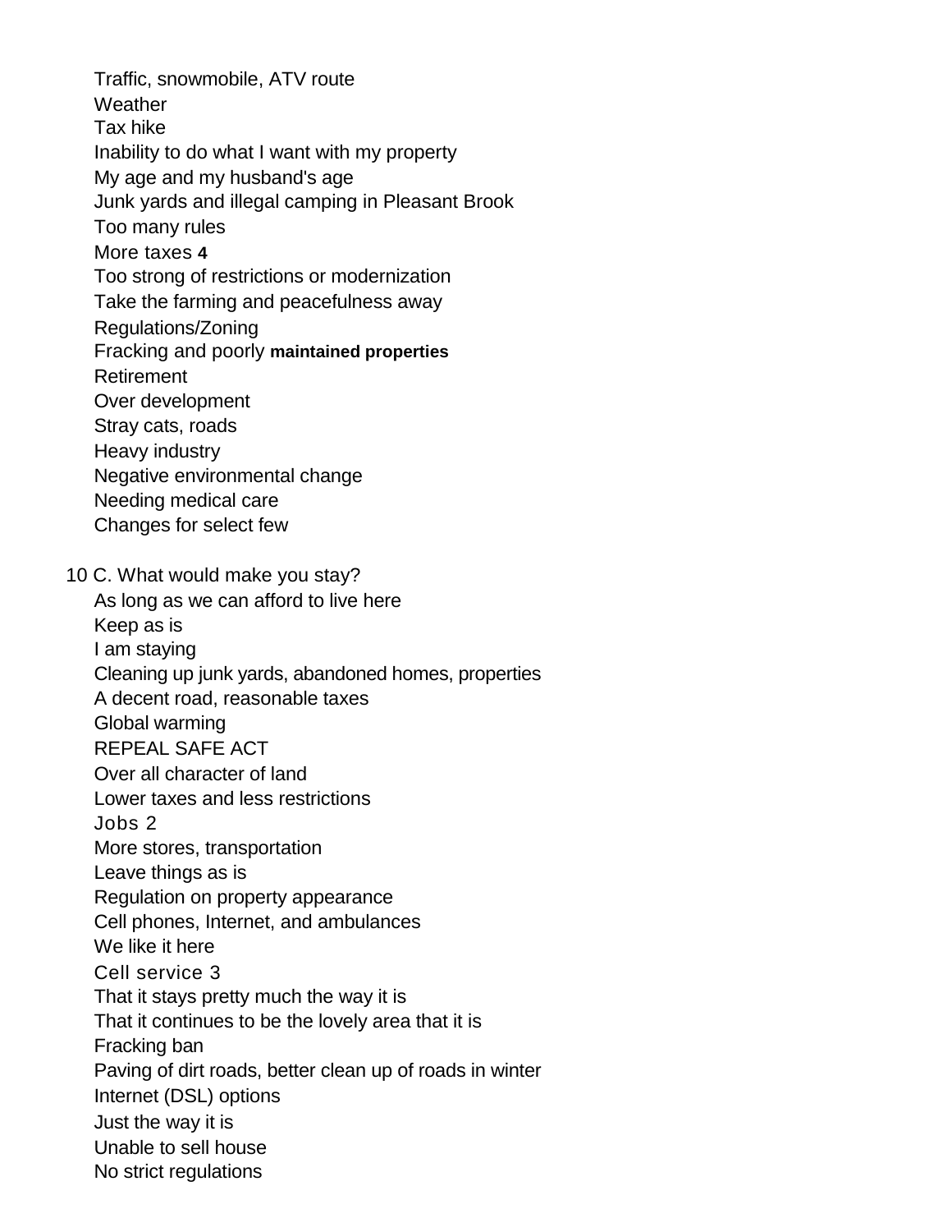Traffic, snowmobile, ATV route
Weather
Tax hike
Inability to do what I want with my property
My age and my husband's age
Junk yards and illegal camping in Pleasant Brook
Too many rules
More taxes **4**
Too strong of restrictions or modernization
Take the farming and peacefulness away
Regulations/Zoning
Fracking and poorly **maintained properties**
Retirement
Over development
Stray cats, roads
Heavy industry
Negative environmental change
Needing medical care
Changes for select few

10 C. What would make you stay?

As long as we can afford to live here
Keep as is
I am staying
Cleaning up junk yards, abandoned homes, properties
A decent road, reasonable taxes
Global warming
REPEAL SAFE ACT
Over all character of land
Lower taxes and less restrictions
Jobs 2
More stores, transportation
Leave things as is
Regulation on property appearance
Cell phones, Internet, and ambulances
We like it here
Cell service 3
That it stays pretty much the way it is
That it continues to be the lovely area that it is
Fracking ban
Paving of dirt roads, better clean up of roads in winter
Internet (DSL) options
Just the way it is
Unable to sell house
No strict regulations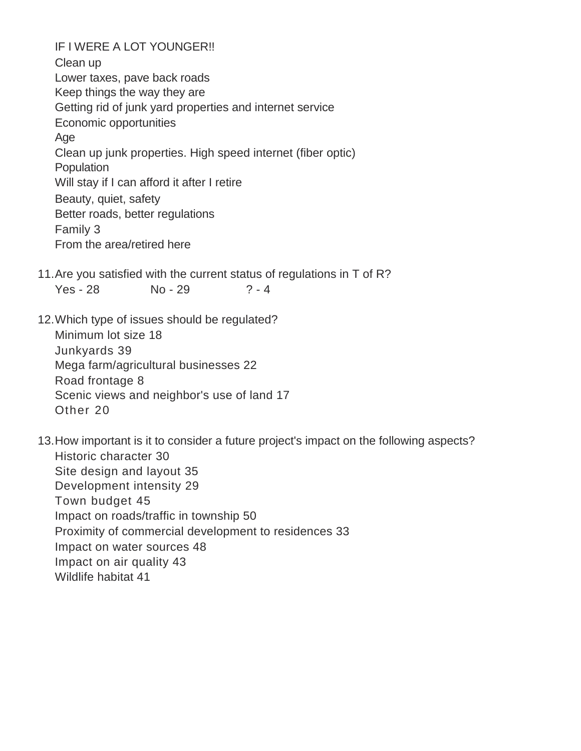IF I WERE A LOT YOUNGER!!
Clean up
Lower taxes, pave back roads
Keep things the way they are
Getting rid of junk yard properties and internet service
Economic opportunities
Age
Clean up junk properties. High speed internet (fiber optic)
Population
Will stay if I can afford it after I retire
Beauty, quiet, safety
Better roads, better regulations
Family 3
From the area/retired here

11. Are you satisfied with the current status of regulations in T of R?
    Yes - 28 No - 29 ? - 4

12. Which type of issues should be regulated?
    Minimum lot size 18
    Junkyards 39
    Mega farm/agricultural businesses 22
    Road frontage 8
    Scenic views and neighbor's use of land 17
    Other 20

13. How important is it to consider a future project's impact on the following aspects?
    Historic character 30
    Site design and layout 35
    Development intensity 29
    Town budget 45
    Impact on roads/traffic in township 50
    Proximity of commercial development to residences 33
    Impact on water sources 48
    Impact on air quality 43
    Wildlife habitat 41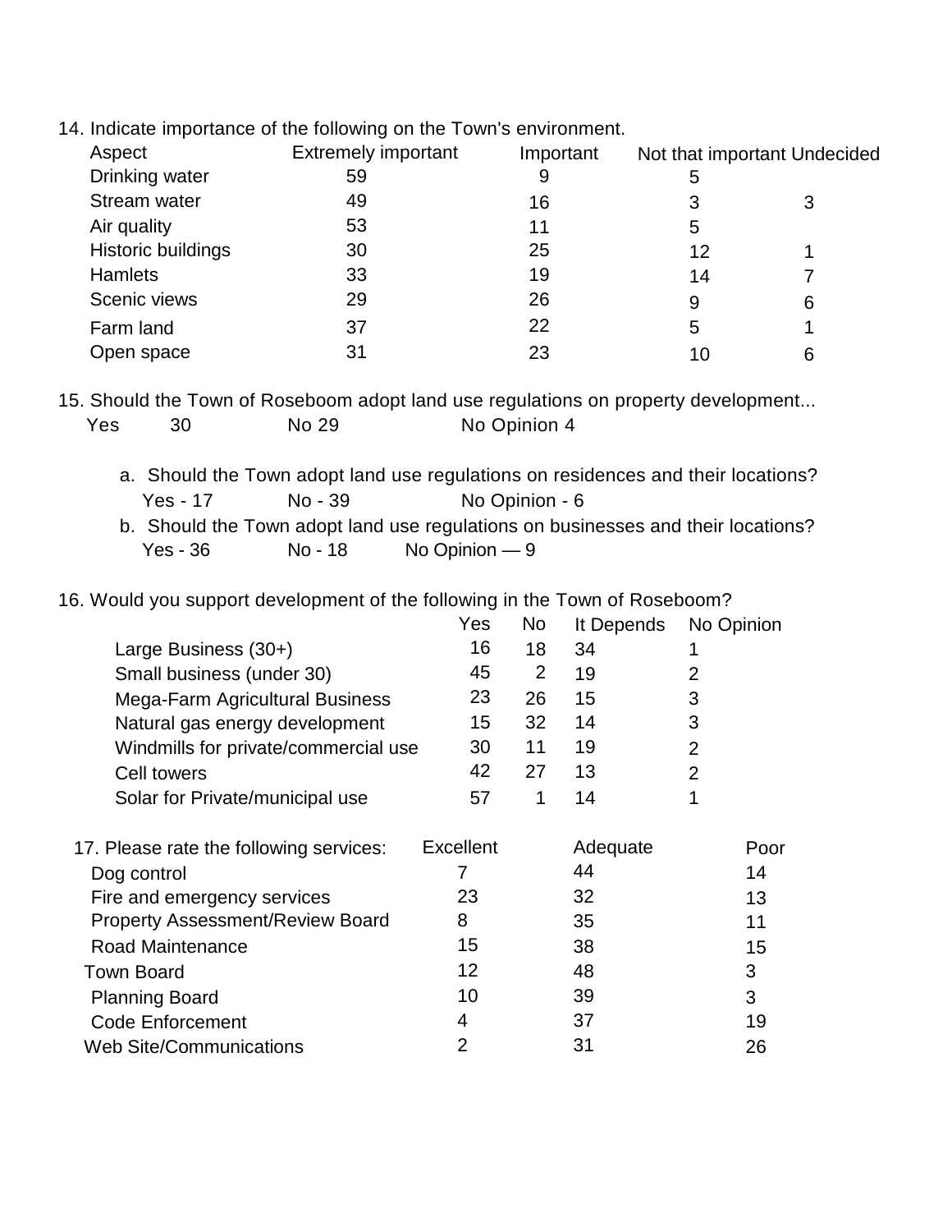14. Indicate importance of the following on the Town's environment.

| Aspect | Extremely important | Important | Not that important | Undecided |
|---|---|---|---|---|
| Drinking water | 59 | 9 | 5 | |
| Stream water | 49 | 16 | 3 | 3 |
| Air quality | 53 | 11 | 5 | |
| Historic buildings | 30 | 25 | 12 | 1 |
| Hamlets | 33 | 19 | 14 | 7 |
| Scenic views | 29 | 26 | 9 | 6 |
| Farm land | 37 | 22 | 5 | 1 |
| Open space | 31 | 23 | 10 | 6 |

15. Should the Town of Roseboom adopt land use regulations on property development...

Yes 30 No 29 No Opinion 4

a. Should the Town adopt land use regulations on residences and their locations?
   Yes - 17 No - 39 No Opinion - 6

b. Should the Town adopt land use regulations on businesses and their locations?
   Yes - 36 No - 18 No Opinion — 9

16. Would you support development of the following in the Town of Roseboom?

| | Yes | No | It Depends | No Opinion |
|---|---|---|---|---|
| Large Business (30+) | 16 | 18 | 34 | 1 |
| Small business (under 30) | 45 | 2 | 19 | 2 |
| Mega-Farm Agricultural Business | 23 | 26 | 15 | 3 |
| Natural gas energy development | 15 | 32 | 14 | 3 |
| Windmills for private/commercial use | 30 | 11 | 19 | 2 |
| Cell towers | 42 | 27 | 13 | 2 |
| Solar for Private/municipal use | 57 | 1 | 14 | 1 |

| 17. Please rate the following services: | Excellent | Adequate | Poor |
|---|---|---|---|
| Dog control | 7 | 44 | 14 |
| Fire and emergency services | 23 | 32 | 13 |
| Property Assessment/Review Board | 8 | 35 | 11 |
| Road Maintenance | 15 | 38 | 15 |
| Town Board | 12 | 48 | 3 |
| Planning Board | 10 | 39 | 3 |
| Code Enforcement | 4 | 37 | 19 |
| Web Site/Communications | 2 | 31 | 26 |